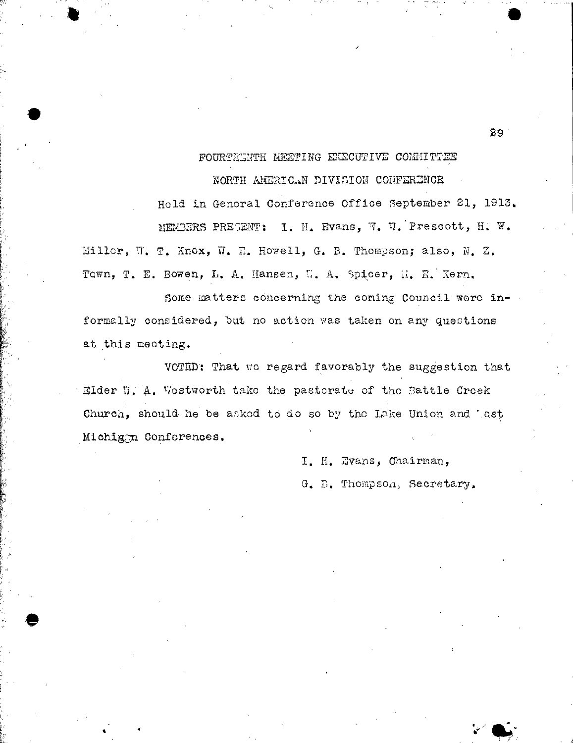FOURTEENTH MEETING EXECUTIVE COMMITTEE

NORTH AMERICAN DIVISION CONFERENCE

Held in General Conference Office September 21, 1913.

MEMBERS PRESENT: I. H. Evans, W. W. Prescott, H. W. Miller, W. T. Knox, W. E. Howell, G. B. Thompson; also, N. Z. Town, T. E. Bowen, L. A. Hansen, W. A. Spicer, M. E. Kern.

Some matters concerning the coming Council were informally considered, but no action was taken on any questions at this meeting.

VOTED: That we regard favorably the suggestion that Elder W. A. Westworth take the pastorate of the Battle Creek Church, should he be asked to do so by the Lake Union and West Michigan Conferences.

I. H. Evans, Chairman,

G. B. Thompson, Secretary.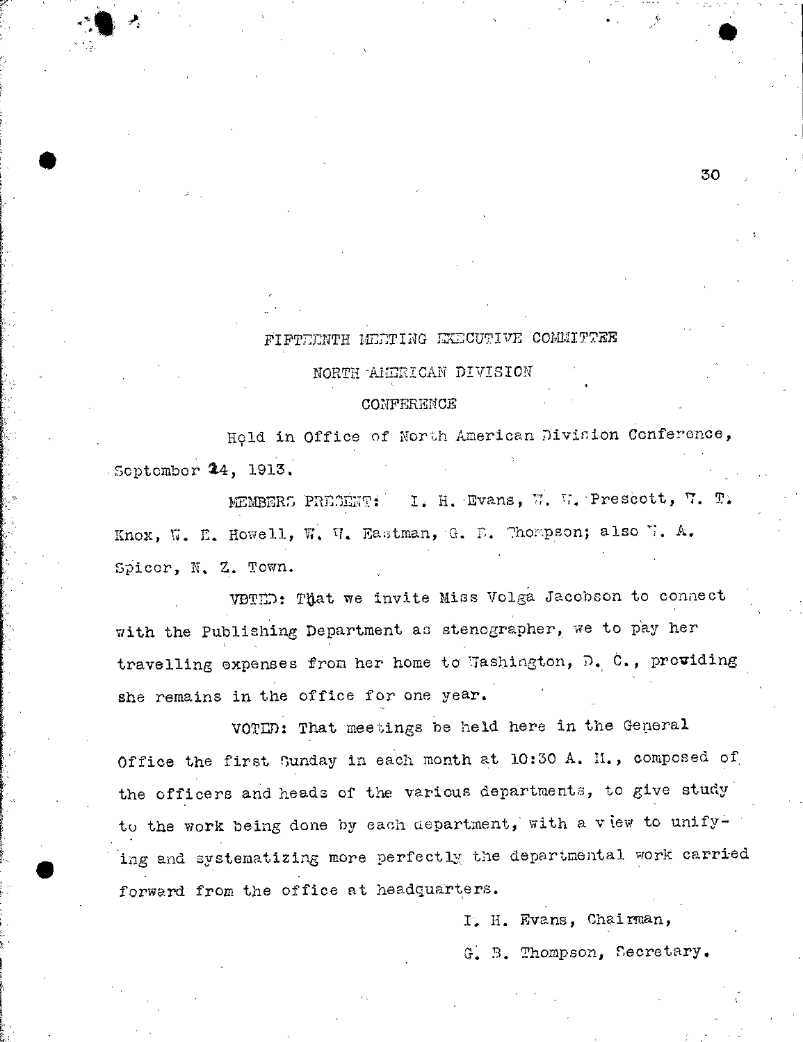FIFTEENTH MEETING EXECUTIVE COMMITTEE

NORTH AMERICAN DIVISION

CONFERENCE

Held in Office of North American Division Conference, September 24, 1913.

MEMBERS PRESENT: I. H. Evans, W. W. Prescott, W. T. Knox, W. E. Howell, W. W. Eastman, G. B. Thompson; also W. A. Spicer, N. Z. Town.

VOTED: That we invite Miss Volga Jacobson to connect with the Publishing Department as stenographer, we to pay her travelling expenses from her home to Washington, D. C., providing she remains in the office for one year.

VOTED: That meetings be held here in the General Office the first Sunday in each month at 10:30 A. M., composed of the officers and heads of the various departments, to give study to the work being done by each department, with a view to unifying and systematizing more perfectly the departmental work carried forward from the office at headquarters.

I. H. Evans, Chairman,

G. B. Thompson, Secretary.